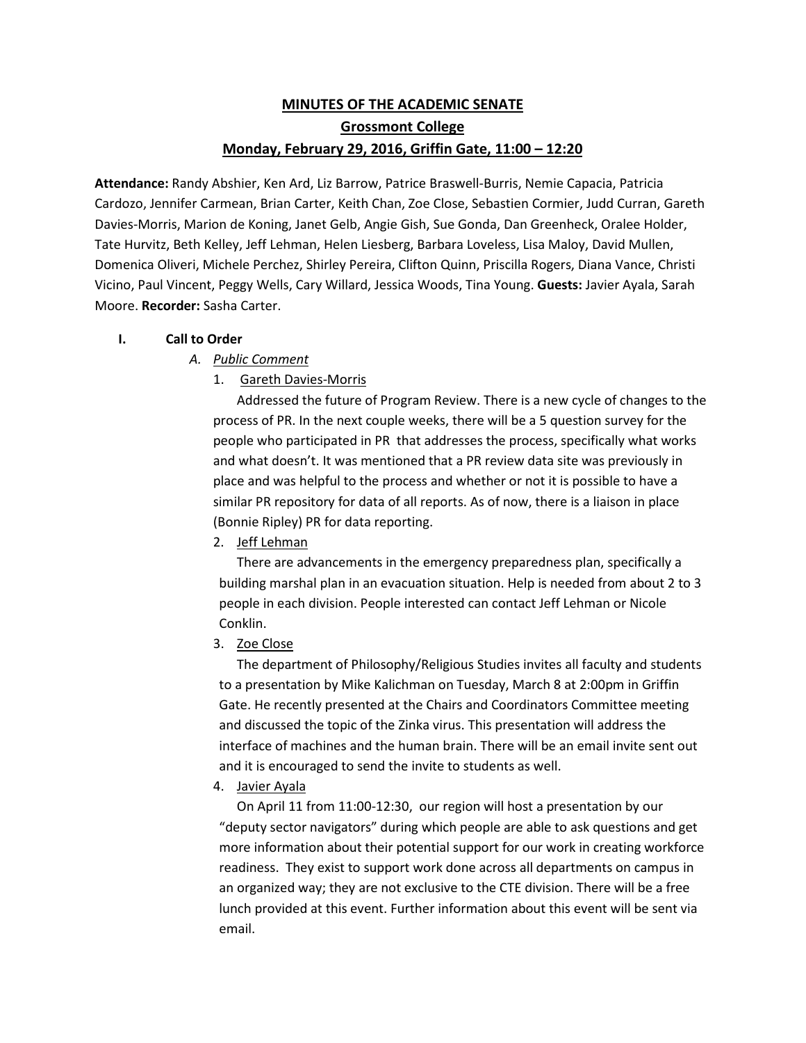# MINUTES OF THE ACADEMIC SENATE

## Grossmont College

### Monday, February 29, 2016, Griffin Gate, 11:00 – 12:20

**Attendance:** Randy Abshier, Ken Ard, Liz Barrow, Patrice Braswell-Burris, Nemie Capacia, Patricia Cardozo, Jennifer Carmean, Brian Carter, Keith Chan, Zoe Close, Sebastien Cormier, Judd Curran, Gareth Davies-Morris, Marion de Koning, Janet Gelb, Angie Gish, Sue Gonda, Dan Greenheck, Oralee Holder, Tate Hurvitz, Beth Kelley, Jeff Lehman, Helen Liesberg, Barbara Loveless, Lisa Maloy, David Mullen, Domenica Oliveri, Michele Perchez, Shirley Pereira, Clifton Quinn, Priscilla Rogers, Diana Vance, Christi Vicino, Paul Vincent, Peggy Wells, Cary Willard, Jessica Woods, Tina Young. **Guests:** Javier Ayala, Sarah Moore. **Recorder:** Sasha Carter.

**I. Call to Order**

*A. Public Comment*

1. Gareth Davies-Morris

   Addressed the future of Program Review. There is a new cycle of changes to the process of PR. In the next couple weeks, there will be a 5 question survey for the people who participated in PR that addresses the process, specifically what works and what doesn't. It was mentioned that a PR review data site was previously in place and was helpful to the process and whether or not it is possible to have a similar PR repository for data of all reports. As of now, there is a liaison in place (Bonnie Ripley) PR for data reporting.

2. Jeff Lehman

   There are advancements in the emergency preparedness plan, specifically a building marshal plan in an evacuation situation. Help is needed from about 2 to 3 people in each division. People interested can contact Jeff Lehman or Nicole Conklin.

3. Zoe Close

   The department of Philosophy/Religious Studies invites all faculty and students to a presentation by Mike Kalichman on Tuesday, March 8 at 2:00pm in Griffin Gate. He recently presented at the Chairs and Coordinators Committee meeting and discussed the topic of the Zinka virus. This presentation will address the interface of machines and the human brain. There will be an email invite sent out and it is encouraged to send the invite to students as well.

4. Javier Ayala

   On April 11 from 11:00-12:30, our region will host a presentation by our "deputy sector navigators" during which people are able to ask questions and get more information about their potential support for our work in creating workforce readiness. They exist to support work done across all departments on campus in an organized way; they are not exclusive to the CTE division. There will be a free lunch provided at this event. Further information about this event will be sent via email.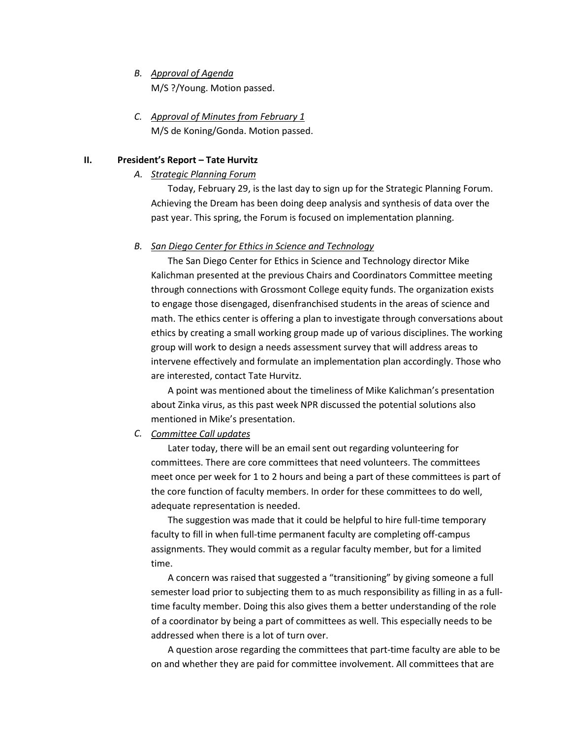*B. <u>Approval of Agenda</u>*

M/S ?/Young. Motion passed.

*C. <u>Approval of Minutes from February 1</u>*

M/S de Koning/Gonda. Motion passed.

## II. President's Report – Tate Hurvitz

*A. <u>Strategic Planning Forum</u>*

Today, February 29, is the last day to sign up for the Strategic Planning Forum. Achieving the Dream has been doing deep analysis and synthesis of data over the past year. This spring, the Forum is focused on implementation planning.

*B. <u>San Diego Center for Ethics in Science and Technology</u>*

The San Diego Center for Ethics in Science and Technology director Mike Kalichman presented at the previous Chairs and Coordinators Committee meeting through connections with Grossmont College equity funds. The organization exists to engage those disengaged, disenfranchised students in the areas of science and math. The ethics center is offering a plan to investigate through conversations about ethics by creating a small working group made up of various disciplines. The working group will work to design a needs assessment survey that will address areas to intervene effectively and formulate an implementation plan accordingly. Those who are interested, contact Tate Hurvitz.

A point was mentioned about the timeliness of Mike Kalichman's presentation about Zinka virus, as this past week NPR discussed the potential solutions also mentioned in Mike's presentation.

*C. <u>Committee Call updates</u>*

Later today, there will be an email sent out regarding volunteering for committees. There are core committees that need volunteers. The committees meet once per week for 1 to 2 hours and being a part of these committees is part of the core function of faculty members. In order for these committees to do well, adequate representation is needed.

The suggestion was made that it could be helpful to hire full-time temporary faculty to fill in when full-time permanent faculty are completing off-campus assignments. They would commit as a regular faculty member, but for a limited time.

A concern was raised that suggested a "transitioning" by giving someone a full semester load prior to subjecting them to as much responsibility as filling in as a full-time faculty member. Doing this also gives them a better understanding of the role of a coordinator by being a part of committees as well. This especially needs to be addressed when there is a lot of turn over.

A question arose regarding the committees that part-time faculty are able to be on and whether they are paid for committee involvement. All committees that are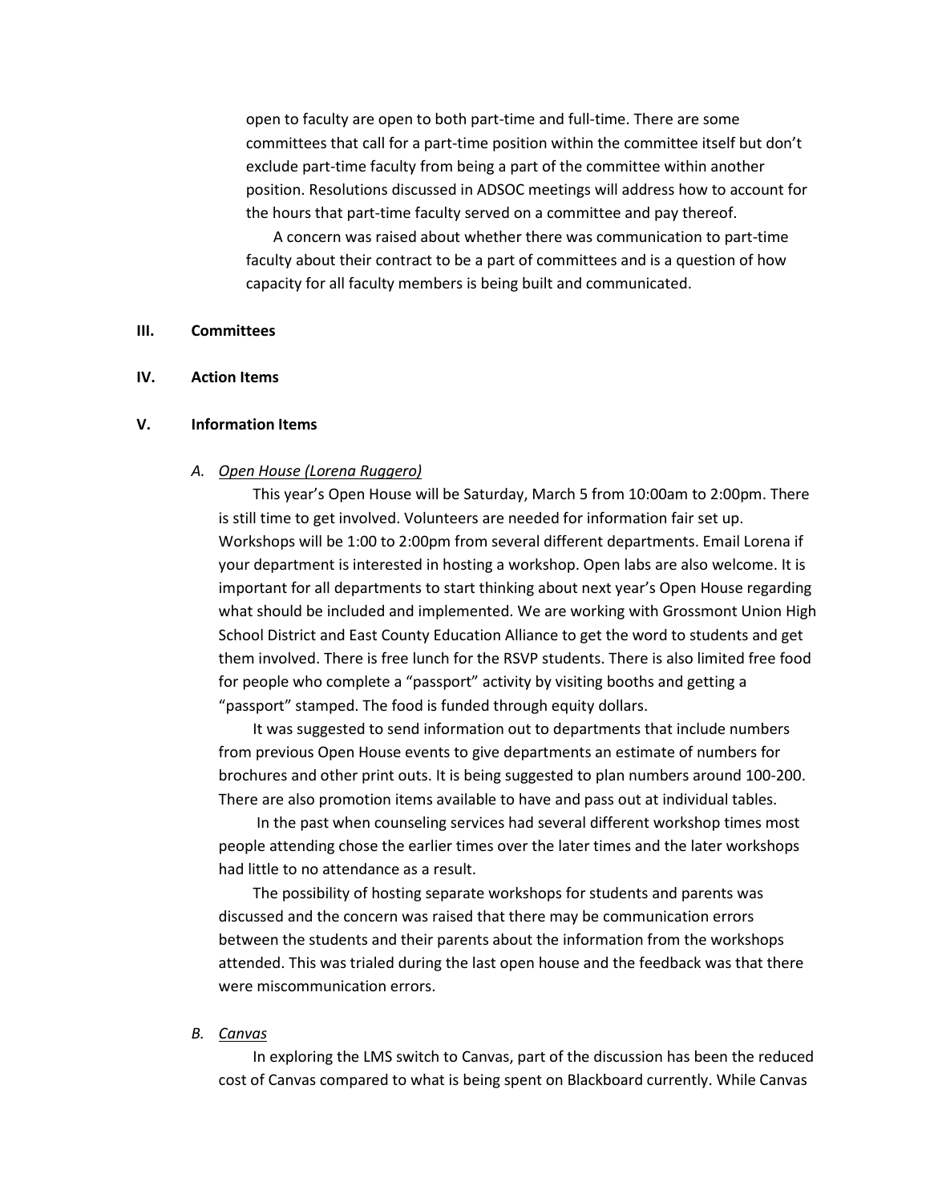open to faculty are open to both part-time and full-time. There are some committees that call for a part-time position within the committee itself but don't exclude part-time faculty from being a part of the committee within another position. Resolutions discussed in ADSOC meetings will address how to account for the hours that part-time faculty served on a committee and pay thereof.

A concern was raised about whether there was communication to part-time faculty about their contract to be a part of committees and is a question of how capacity for all faculty members is being built and communicated.

## III. Committees

## IV. Action Items

## V. Information Items

### A. Open House (Lorena Ruggero)

This year's Open House will be Saturday, March 5 from 10:00am to 2:00pm. There is still time to get involved. Volunteers are needed for information fair set up. Workshops will be 1:00 to 2:00pm from several different departments. Email Lorena if your department is interested in hosting a workshop. Open labs are also welcome. It is important for all departments to start thinking about next year's Open House regarding what should be included and implemented. We are working with Grossmont Union High School District and East County Education Alliance to get the word to students and get them involved. There is free lunch for the RSVP students. There is also limited free food for people who complete a "passport" activity by visiting booths and getting a "passport" stamped. The food is funded through equity dollars.

It was suggested to send information out to departments that include numbers from previous Open House events to give departments an estimate of numbers for brochures and other print outs. It is being suggested to plan numbers around 100-200. There are also promotion items available to have and pass out at individual tables.

In the past when counseling services had several different workshop times most people attending chose the earlier times over the later times and the later workshops had little to no attendance as a result.

The possibility of hosting separate workshops for students and parents was discussed and the concern was raised that there may be communication errors between the students and their parents about the information from the workshops attended. This was trialed during the last open house and the feedback was that there were miscommunication errors.

### B. Canvas

In exploring the LMS switch to Canvas, part of the discussion has been the reduced cost of Canvas compared to what is being spent on Blackboard currently. While Canvas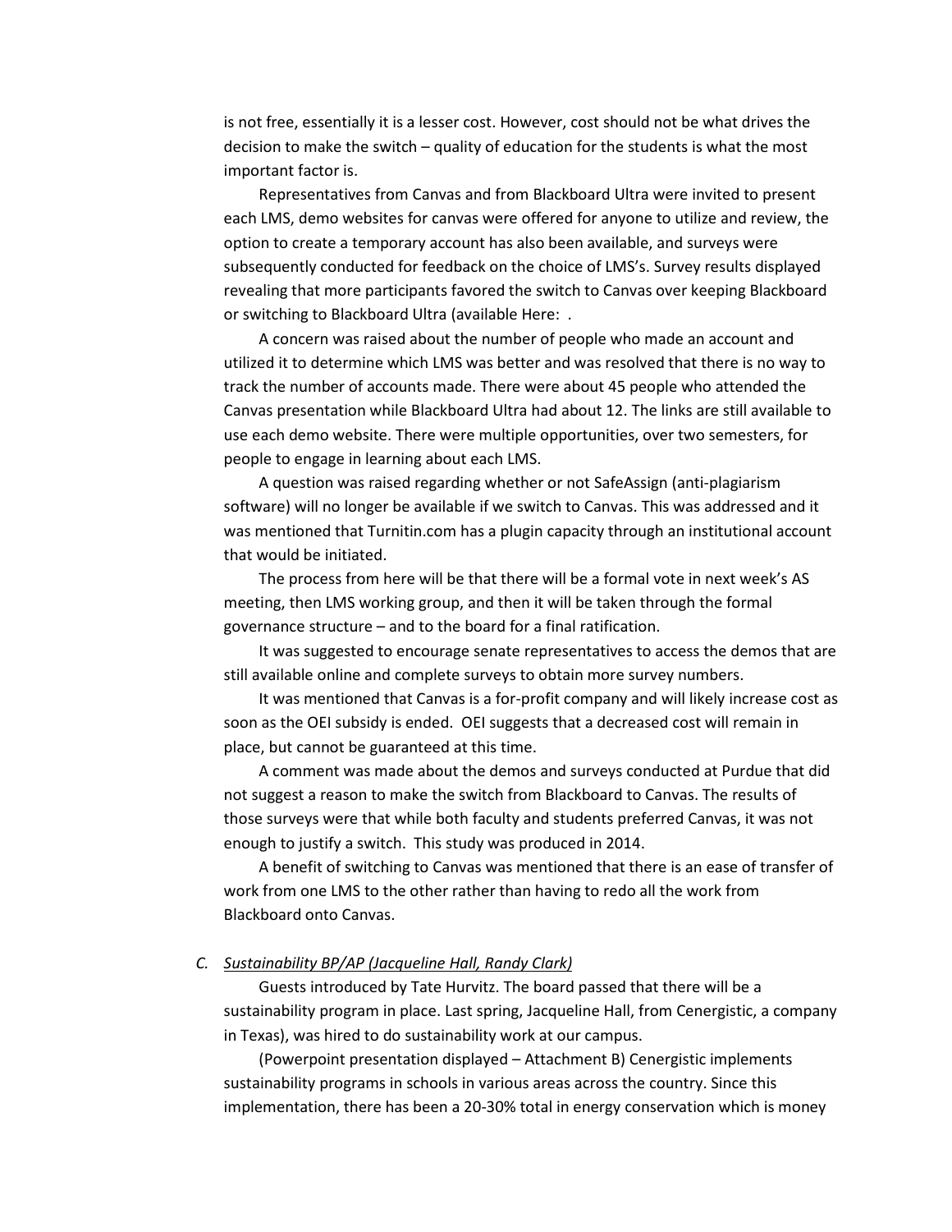is not free, essentially it is a lesser cost. However, cost should not be what drives the decision to make the switch – quality of education for the students is what the most important factor is.

Representatives from Canvas and from Blackboard Ultra were invited to present each LMS, demo websites for canvas were offered for anyone to utilize and review, the option to create a temporary account has also been available, and surveys were subsequently conducted for feedback on the choice of LMS's. Survey results displayed revealing that more participants favored the switch to Canvas over keeping Blackboard or switching to Blackboard Ultra (available Here: .

A concern was raised about the number of people who made an account and utilized it to determine which LMS was better and was resolved that there is no way to track the number of accounts made. There were about 45 people who attended the Canvas presentation while Blackboard Ultra had about 12. The links are still available to use each demo website. There were multiple opportunities, over two semesters, for people to engage in learning about each LMS.

A question was raised regarding whether or not SafeAssign (anti-plagiarism software) will no longer be available if we switch to Canvas. This was addressed and it was mentioned that Turnitin.com has a plugin capacity through an institutional account that would be initiated.

The process from here will be that there will be a formal vote in next week's AS meeting, then LMS working group, and then it will be taken through the formal governance structure – and to the board for a final ratification.

It was suggested to encourage senate representatives to access the demos that are still available online and complete surveys to obtain more survey numbers.

It was mentioned that Canvas is a for-profit company and will likely increase cost as soon as the OEI subsidy is ended. OEI suggests that a decreased cost will remain in place, but cannot be guaranteed at this time.

A comment was made about the demos and surveys conducted at Purdue that did not suggest a reason to make the switch from Blackboard to Canvas. The results of those surveys were that while both faculty and students preferred Canvas, it was not enough to justify a switch. This study was produced in 2014.

A benefit of switching to Canvas was mentioned that there is an ease of transfer of work from one LMS to the other rather than having to redo all the work from Blackboard onto Canvas.

C. *Sustainability BP/AP (Jacqueline Hall, Randy Clark)*

Guests introduced by Tate Hurvitz. The board passed that there will be a sustainability program in place. Last spring, Jacqueline Hall, from Cenergistic, a company in Texas), was hired to do sustainability work at our campus.

(Powerpoint presentation displayed – Attachment B) Cenergistic implements sustainability programs in schools in various areas across the country. Since this implementation, there has been a 20-30% total in energy conservation which is money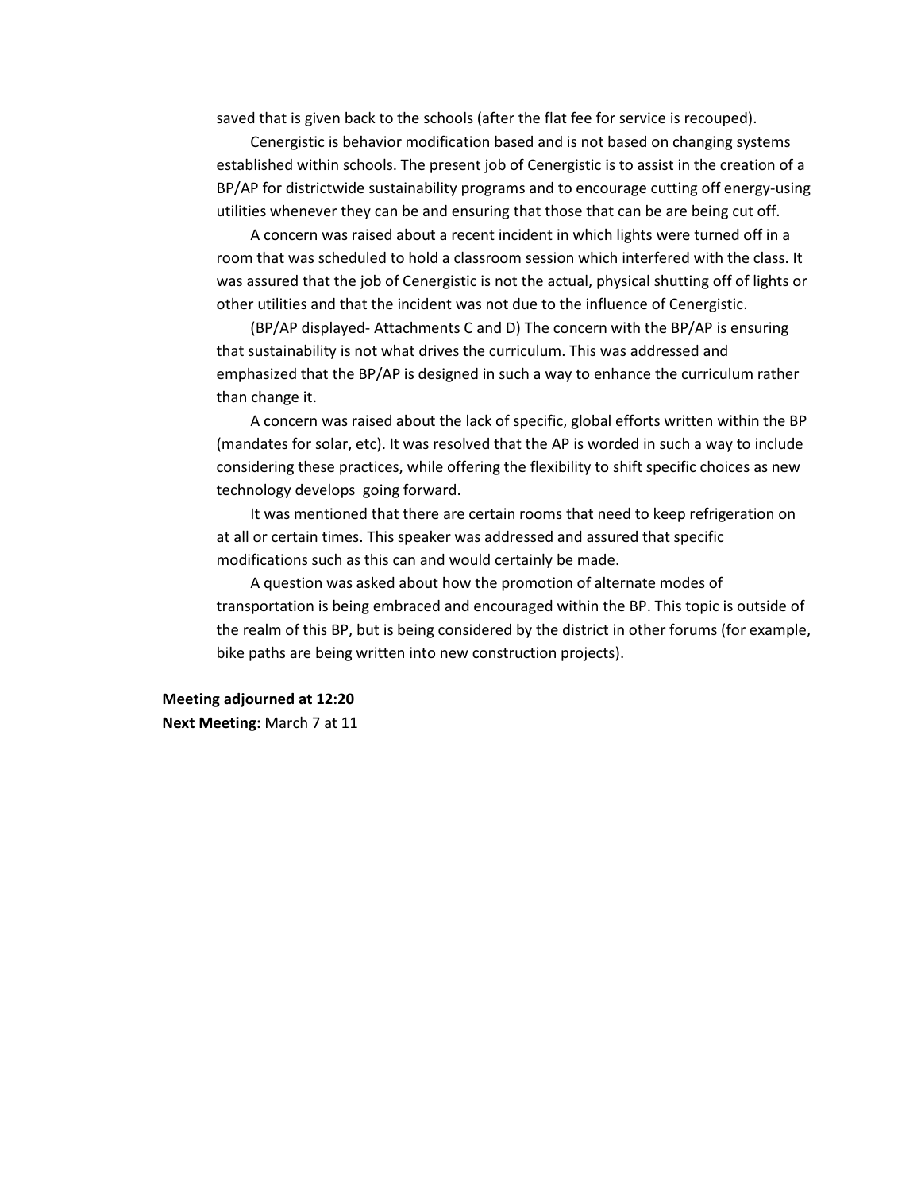saved that is given back to the schools (after the flat fee for service is recouped).

Cenergistic is behavior modification based and is not based on changing systems established within schools. The present job of Cenergistic is to assist in the creation of a BP/AP for districtwide sustainability programs and to encourage cutting off energy-using utilities whenever they can be and ensuring that those that can be are being cut off.

A concern was raised about a recent incident in which lights were turned off in a room that was scheduled to hold a classroom session which interfered with the class. It was assured that the job of Cenergistic is not the actual, physical shutting off of lights or other utilities and that the incident was not due to the influence of Cenergistic.

(BP/AP displayed- Attachments C and D) The concern with the BP/AP is ensuring that sustainability is not what drives the curriculum. This was addressed and emphasized that the BP/AP is designed in such a way to enhance the curriculum rather than change it.

A concern was raised about the lack of specific, global efforts written within the BP (mandates for solar, etc). It was resolved that the AP is worded in such a way to include considering these practices, while offering the flexibility to shift specific choices as new technology develops going forward.

It was mentioned that there are certain rooms that need to keep refrigeration on at all or certain times. This speaker was addressed and assured that specific modifications such as this can and would certainly be made.

A question was asked about how the promotion of alternate modes of transportation is being embraced and encouraged within the BP. This topic is outside of the realm of this BP, but is being considered by the district in other forums (for example, bike paths are being written into new construction projects).

**Meeting adjourned at 12:20**
**Next Meeting:** March 7 at 11